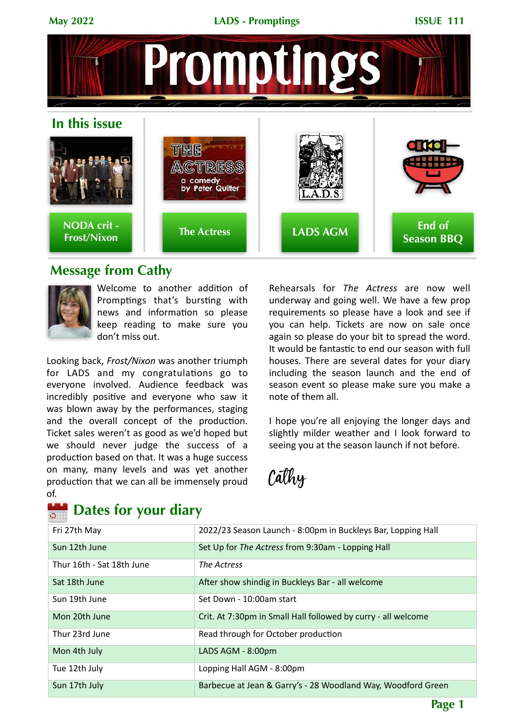# Promptings

## In this issue

- NODA crit - Frost/Nixon
- The Actress
- LADS AGM
- End of Season BBQ

## Message from Cathy

Welcome to another addition of Promptings that's bursting with news and information so please keep reading to make sure you don't miss out.

Looking back, *Frost/Nixon* was another triumph for LADS and my congratulations go to everyone involved. Audience feedback was incredibly positive and everyone who saw it was blown away by the performances, staging and the overall concept of the production. Ticket sales weren't as good as we'd hoped but we should never judge the success of a production based on that. It was a huge success on many, many levels and was yet another production that we can all be immensely proud of.

Rehearsals for *The Actress* are now well underway and going well. We have a few prop requirements so please have a look and see if you can help. Tickets are now on sale once again so please do your bit to spread the word. It would be fantastic to end our season with full houses. There are several dates for your diary including the season launch and the end of season event so please make sure you make a note of them all.

I hope you're all enjoying the longer days and slightly milder weather and I look forward to seeing you at the season launch if not before.

Cathy

## Dates for your diary

| Date | Event |
|---|---|
| Fri 27th May | 2022/23 Season Launch - 8:00pm in Buckleys Bar, Lopping Hall |
| Sun 12th June | Set Up for *The Actress* from 9:30am - Lopping Hall |
| Thur 16th - Sat 18th June | *The Actress* |
| Sat 18th June | After show shindig in Buckleys Bar - all welcome |
| Sun 19th June | Set Down - 10:00am start |
| Mon 20th June | Crit. At 7:30pm in Small Hall followed by curry - all welcome |
| Thur 23rd June | Read through for October production |
| Mon 4th July | LADS AGM - 8:00pm |
| Tue 12th July | Lopping Hall AGM - 8:00pm |
| Sun 17th July | Barbecue at Jean & Garry's - 28 Woodland Way, Woodford Green |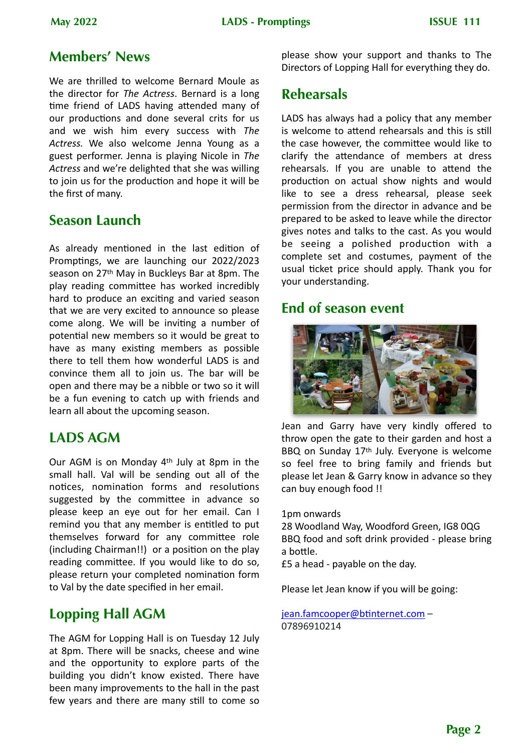## Members' News

We are thrilled to welcome Bernard Moule as the director for *The Actress*. Bernard is a long time friend of LADS having attended many of our productions and done several crits for us and we wish him every success with *The Actress*. We also welcome Jenna Young as a guest performer. Jenna is playing Nicole in *The Actress* and we're delighted that she was willing to join us for the production and hope it will be the first of many.

## Season Launch

As already mentioned in the last edition of Promptings, we are launching our 2022/2023 season on 27th May in Buckleys Bar at 8pm. The play reading committee has worked incredibly hard to produce an exciting and varied season that we are very excited to announce so please come along. We will be inviting a number of potential new members so it would be great to have as many existing members as possible there to tell them how wonderful LADS is and convince them all to join us. The bar will be open and there may be a nibble or two so it will be a fun evening to catch up with friends and learn all about the upcoming season.

## LADS AGM

Our AGM is on Monday 4th July at 8pm in the small hall. Val will be sending out all of the notices, nomination forms and resolutions suggested by the committee in advance so please keep an eye out for her email. Can I remind you that any member is entitled to put themselves forward for any committee role (including Chairman!!) or a position on the play reading committee. If you would like to do so, please return your completed nomination form to Val by the date specified in her email.

## Lopping Hall AGM

The AGM for Lopping Hall is on Tuesday 12 July at 8pm. There will be snacks, cheese and wine and the opportunity to explore parts of the building you didn't know existed. There have been many improvements to the hall in the past few years and there are many still to come so please show your support and thanks to The Directors of Lopping Hall for everything they do.

## Rehearsals

LADS has always had a policy that any member is welcome to attend rehearsals and this is still the case however, the committee would like to clarify the attendance of members at dress rehearsals. If you are unable to attend the production on actual show nights and would like to see a dress rehearsal, please seek permission from the director in advance and be prepared to be asked to leave while the director gives notes and talks to the cast. As you would be seeing a polished production with a complete set and costumes, payment of the usual ticket price should apply. Thank you for your understanding.

## End of season event

Jean and Garry have very kindly offered to throw open the gate to their garden and host a BBQ on Sunday 17th July. Everyone is welcome so feel free to bring family and friends but please let Jean & Garry know in advance so they can buy enough food !!

1pm onwards
28 Woodland Way, Woodford Green, IG8 0QG
BBQ food and soft drink provided - please bring a bottle.
£5 a head - payable on the day.

Please let Jean know if you will be going:

jean.famcooper@btinternet.com – 07896910214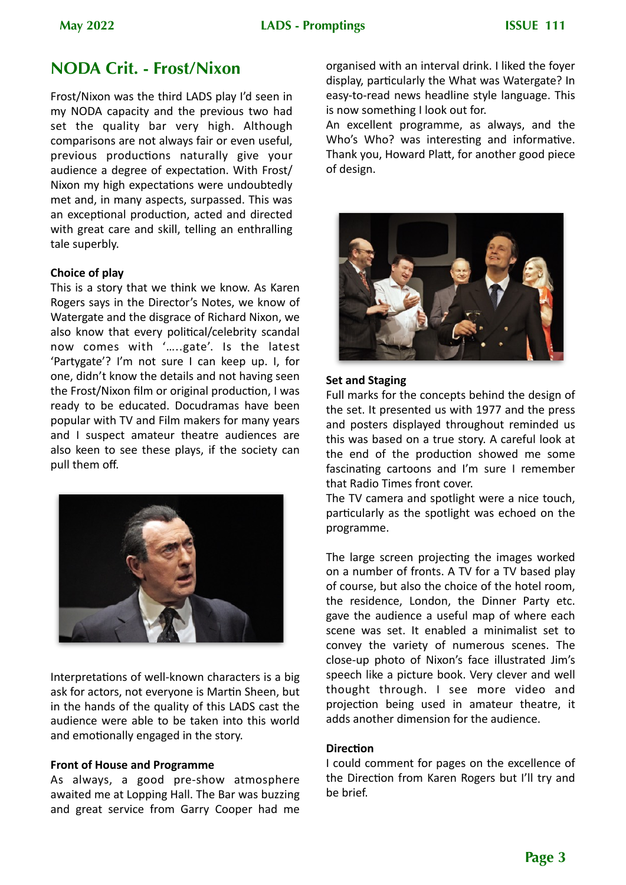## NODA Crit. - Frost/Nixon

Frost/Nixon was the third LADS play I'd seen in my NODA capacity and the previous two had set the quality bar very high. Although comparisons are not always fair or even useful, previous productions naturally give your audience a degree of expectation. With Frost/Nixon my high expectations were undoubtedly met and, in many aspects, surpassed. This was an exceptional production, acted and directed with great care and skill, telling an enthralling tale superbly.

**Choice of play**

This is a story that we think we know. As Karen Rogers says in the Director's Notes, we know of Watergate and the disgrace of Richard Nixon, we also know that every political/celebrity scandal now comes with '…..gate'. Is the latest 'Partygate'? I'm not sure I can keep up. I, for one, didn't know the details and not having seen the Frost/Nixon film or original production, I was ready to be educated. Docudramas have been popular with TV and Film makers for many years and I suspect amateur theatre audiences are also keen to see these plays, if the society can pull them off.

Interpretations of well-known characters is a big ask for actors, not everyone is Martin Sheen, but in the hands of the quality of this LADS cast the audience were able to be taken into this world and emotionally engaged in the story.

**Front of House and Programme**

As always, a good pre-show atmosphere awaited me at Lopping Hall. The Bar was buzzing and great service from Garry Cooper had me organised with an interval drink. I liked the foyer display, particularly the What was Watergate? In easy-to-read news headline style language. This is now something I look out for.

An excellent programme, as always, and the Who's Who? was interesting and informative. Thank you, Howard Platt, for another good piece of design.

**Set and Staging**

Full marks for the concepts behind the design of the set. It presented us with 1977 and the press and posters displayed throughout reminded us this was based on a true story. A careful look at the end of the production showed me some fascinating cartoons and I'm sure I remember that Radio Times front cover.

The TV camera and spotlight were a nice touch, particularly as the spotlight was echoed on the programme.

The large screen projecting the images worked on a number of fronts. A TV for a TV based play of course, but also the choice of the hotel room, the residence, London, the Dinner Party etc. gave the audience a useful map of where each scene was set. It enabled a minimalist set to convey the variety of numerous scenes. The close-up photo of Nixon's face illustrated Jim's speech like a picture book. Very clever and well thought through. I see more video and projection being used in amateur theatre, it adds another dimension for the audience.

**Direction**

I could comment for pages on the excellence of the Direction from Karen Rogers but I'll try and be brief.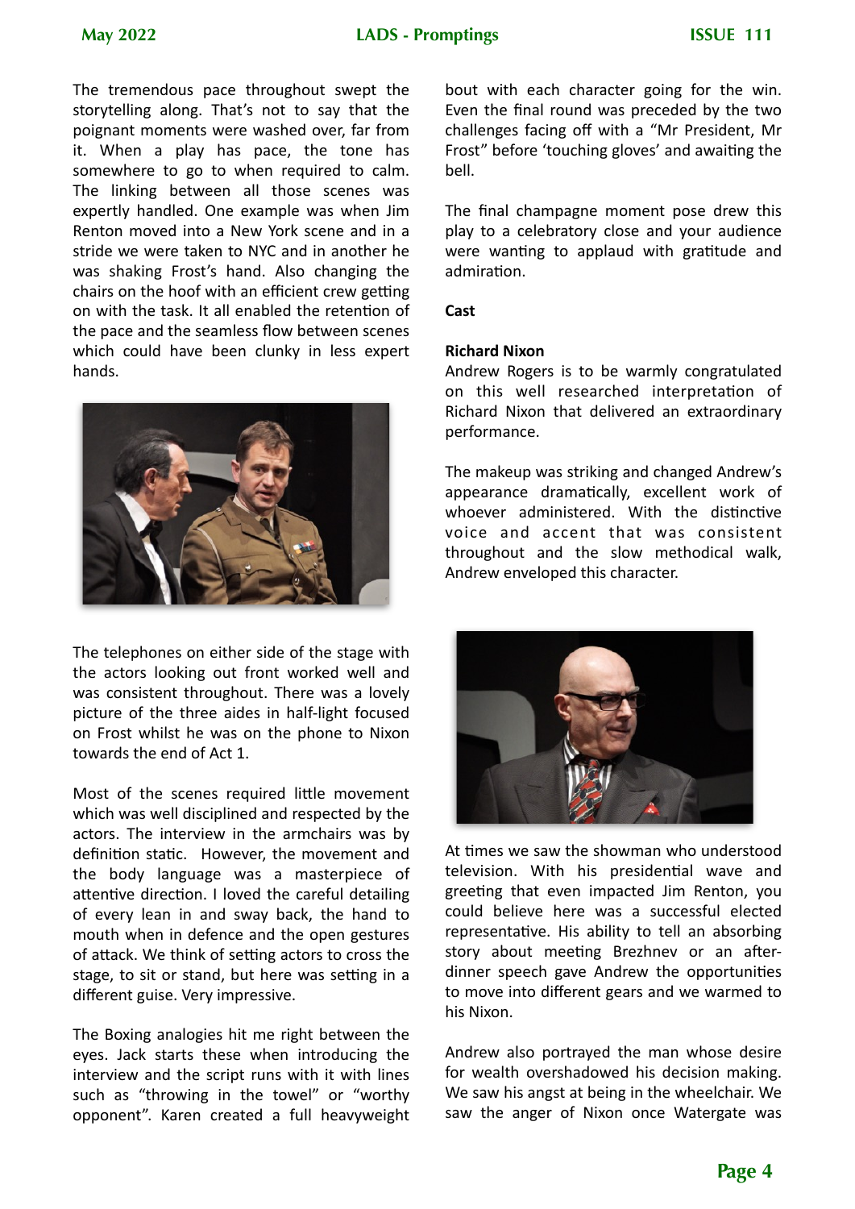The tremendous pace throughout swept the storytelling along. That's not to say that the poignant moments were washed over, far from it. When a play has pace, the tone has somewhere to go to when required to calm. The linking between all those scenes was expertly handled. One example was when Jim Renton moved into a New York scene and in a stride we were taken to NYC and in another he was shaking Frost's hand. Also changing the chairs on the hoof with an efficient crew getting on with the task. It all enabled the retention of the pace and the seamless flow between scenes which could have been clunky in less expert hands.

The telephones on either side of the stage with the actors looking out front worked well and was consistent throughout. There was a lovely picture of the three aides in half-light focused on Frost whilst he was on the phone to Nixon towards the end of Act 1.

Most of the scenes required little movement which was well disciplined and respected by the actors. The interview in the armchairs was by definition static. However, the movement and the body language was a masterpiece of attentive direction. I loved the careful detailing of every lean in and sway back, the hand to mouth when in defence and the open gestures of attack. We think of setting actors to cross the stage, to sit or stand, but here was setting in a different guise. Very impressive.

The Boxing analogies hit me right between the eyes. Jack starts these when introducing the interview and the script runs with it with lines such as "throwing in the towel" or "worthy opponent". Karen created a full heavyweight bout with each character going for the win. Even the final round was preceded by the two challenges facing off with a "Mr President, Mr Frost" before 'touching gloves' and awaiting the bell.

The final champagne moment pose drew this play to a celebratory close and your audience were wanting to applaud with gratitude and admiration.

**Cast**

**Richard Nixon**

Andrew Rogers is to be warmly congratulated on this well researched interpretation of Richard Nixon that delivered an extraordinary performance.

The makeup was striking and changed Andrew's appearance dramatically, excellent work of whoever administered. With the distinctive voice and accent that was consistent throughout and the slow methodical walk, Andrew enveloped this character.

At times we saw the showman who understood television. With his presidential wave and greeting that even impacted Jim Renton, you could believe here was a successful elected representative. His ability to tell an absorbing story about meeting Brezhnev or an after-dinner speech gave Andrew the opportunities to move into different gears and we warmed to his Nixon.

Andrew also portrayed the man whose desire for wealth overshadowed his decision making. We saw his angst at being in the wheelchair. We saw the anger of Nixon once Watergate was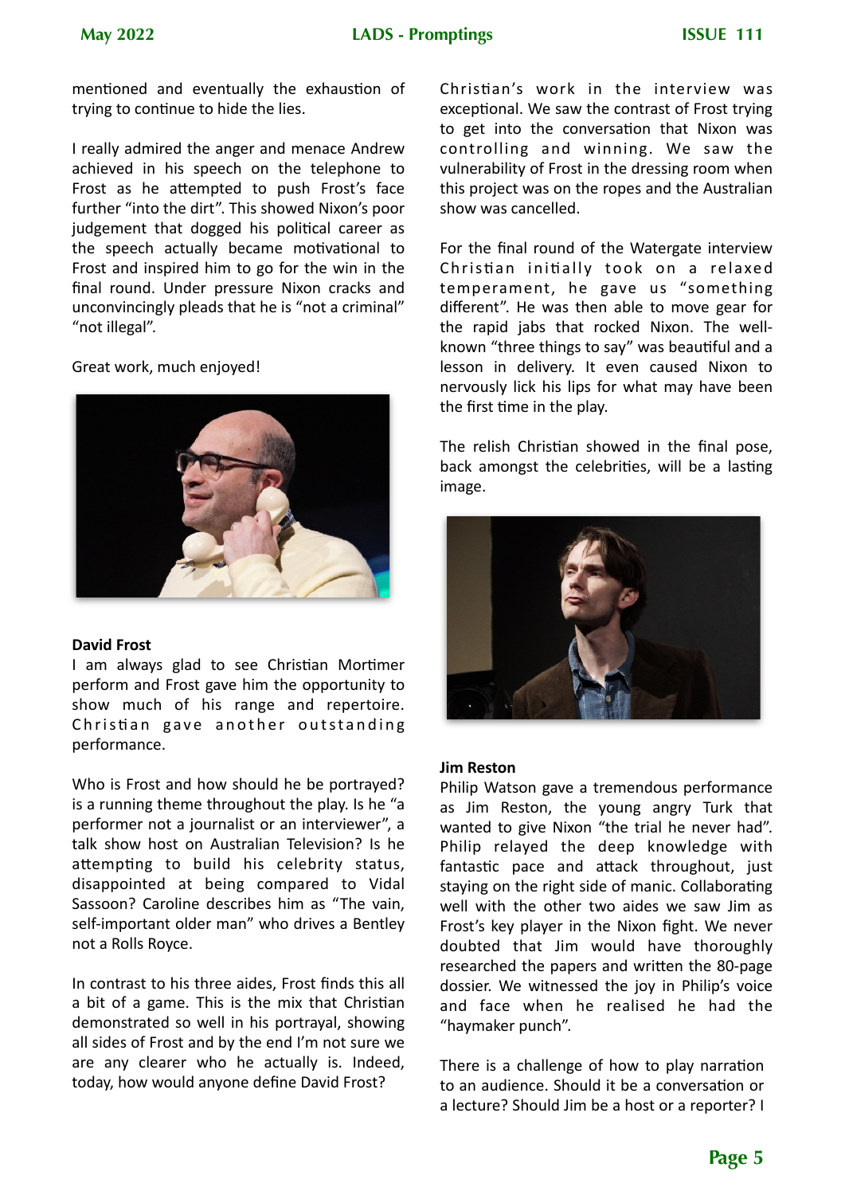mentioned and eventually the exhaustion of trying to continue to hide the lies.

I really admired the anger and menace Andrew achieved in his speech on the telephone to Frost as he attempted to push Frost's face further "into the dirt". This showed Nixon's poor judgement that dogged his political career as the speech actually became motivational to Frost and inspired him to go for the win in the final round. Under pressure Nixon cracks and unconvincingly pleads that he is "not a criminal" "not illegal".

Great work, much enjoyed!

**David Frost**
I am always glad to see Christian Mortimer perform and Frost gave him the opportunity to show much of his range and repertoire. Christian gave another outstanding performance.

Who is Frost and how should he be portrayed? is a running theme throughout the play. Is he "a performer not a journalist or an interviewer", a talk show host on Australian Television? Is he attempting to build his celebrity status, disappointed at being compared to Vidal Sassoon? Caroline describes him as "The vain, self-important older man" who drives a Bentley not a Rolls Royce.

In contrast to his three aides, Frost finds this all a bit of a game. This is the mix that Christian demonstrated so well in his portrayal, showing all sides of Frost and by the end I'm not sure we are any clearer who he actually is. Indeed, today, how would anyone define David Frost?

Christian's work in the interview was exceptional. We saw the contrast of Frost trying to get into the conversation that Nixon was controlling and winning. We saw the vulnerability of Frost in the dressing room when this project was on the ropes and the Australian show was cancelled.

For the final round of the Watergate interview Christian initially took on a relaxed temperament, he gave us "something different". He was then able to move gear for the rapid jabs that rocked Nixon. The well-known "three things to say" was beautiful and a lesson in delivery. It even caused Nixon to nervously lick his lips for what may have been the first time in the play.

The relish Christian showed in the final pose, back amongst the celebrities, will be a lasting image.

**Jim Reston**
Philip Watson gave a tremendous performance as Jim Reston, the young angry Turk that wanted to give Nixon "the trial he never had". Philip relayed the deep knowledge with fantastic pace and attack throughout, just staying on the right side of manic. Collaborating well with the other two aides we saw Jim as Frost's key player in the Nixon fight. We never doubted that Jim would have thoroughly researched the papers and written the 80-page dossier. We witnessed the joy in Philip's voice and face when he realised he had the "haymaker punch".

There is a challenge of how to play narration to an audience. Should it be a conversation or a lecture? Should Jim be a host or a reporter? I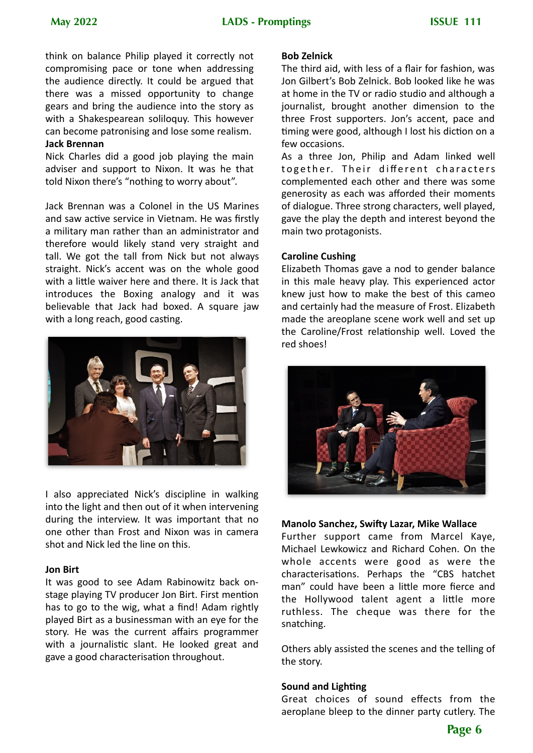think on balance Philip played it correctly not compromising pace or tone when addressing the audience directly. It could be argued that there was a missed opportunity to change gears and bring the audience into the story as with a Shakespearean soliloquy. This however can become patronising and lose some realism.

**Jack Brennan**

Nick Charles did a good job playing the main adviser and support to Nixon. It was he that told Nixon there's "nothing to worry about".

Jack Brennan was a Colonel in the US Marines and saw active service in Vietnam. He was firstly a military man rather than an administrator and therefore would likely stand very straight and tall. We got the tall from Nick but not always straight. Nick's accent was on the whole good with a little waiver here and there. It is Jack that introduces the Boxing analogy and it was believable that Jack had boxed. A square jaw with a long reach, good casting.

I also appreciated Nick's discipline in walking into the light and then out of it when intervening during the interview. It was important that no one other than Frost and Nixon was in camera shot and Nick led the line on this.

**Jon Birt**

It was good to see Adam Rabinowitz back on-stage playing TV producer Jon Birt. First mention has to go to the wig, what a find! Adam rightly played Birt as a businessman with an eye for the story. He was the current affairs programmer with a journalistic slant. He looked great and gave a good characterisation throughout.

**Bob Zelnick**

The third aid, with less of a flair for fashion, was Jon Gilbert's Bob Zelnick. Bob looked like he was at home in the TV or radio studio and although a journalist, brought another dimension to the three Frost supporters. Jon's accent, pace and timing were good, although I lost his diction on a few occasions.

As a three Jon, Philip and Adam linked well together. Their different characters complemented each other and there was some generosity as each was afforded their moments of dialogue. Three strong characters, well played, gave the play the depth and interest beyond the main two protagonists.

**Caroline Cushing**

Elizabeth Thomas gave a nod to gender balance in this male heavy play. This experienced actor knew just how to make the best of this cameo and certainly had the measure of Frost. Elizabeth made the areoplane scene work well and set up the Caroline/Frost relationship well. Loved the red shoes!

**Manolo Sanchez, Swifty Lazar, Mike Wallace**

Further support came from Marcel Kaye, Michael Lewkowicz and Richard Cohen. On the whole accents were good as were the characterisations. Perhaps the "CBS hatchet man" could have been a little more fierce and the Hollywood talent agent a little more ruthless. The cheque was there for the snatching.

Others ably assisted the scenes and the telling of the story.

**Sound and Lighting**

Great choices of sound effects from the aeroplane bleep to the dinner party cutlery. The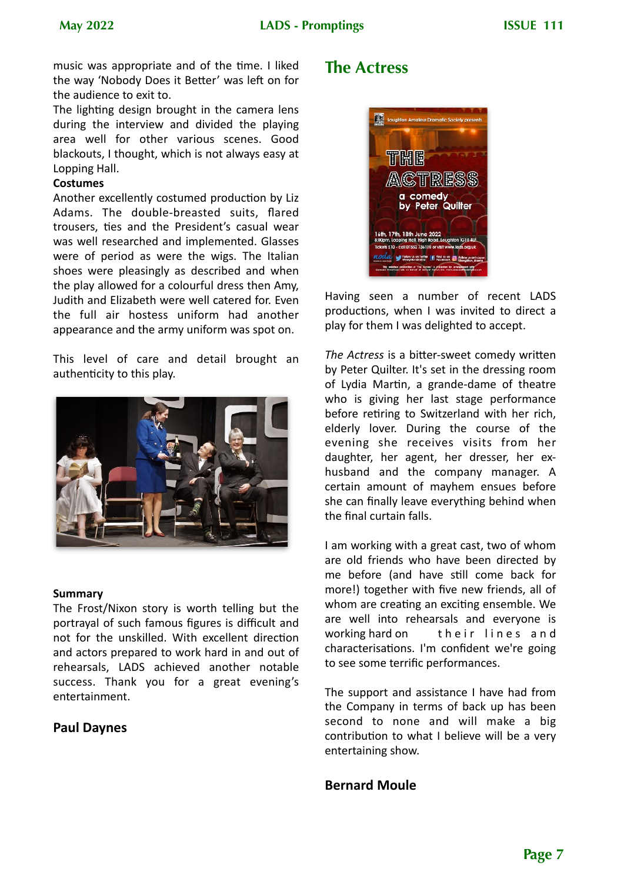music was appropriate and of the time. I liked the way 'Nobody Does it Better' was left on for the audience to exit to.

The lighting design brought in the camera lens during the interview and divided the playing area well for other various scenes. Good blackouts, I thought, which is not always easy at Lopping Hall.

**Costumes**

Another excellently costumed production by Liz Adams. The double-breasted suits, flared trousers, ties and the President's casual wear was well researched and implemented. Glasses were of period as were the wigs. The Italian shoes were pleasingly as described and when the play allowed for a colourful dress then Amy, Judith and Elizabeth were well catered for. Even the full air hostess uniform had another appearance and the army uniform was spot on.

This level of care and detail brought an authenticity to this play.

**Summary**

The Frost/Nixon story is worth telling but the portrayal of such famous figures is difficult and not for the unskilled. With excellent direction and actors prepared to work hard in and out of rehearsals, LADS achieved another notable success. Thank you for a great evening's entertainment.

**Paul Daynes**

## The Actress

Having seen a number of recent LADS productions, when I was invited to direct a play for them I was delighted to accept.

*The Actress* is a bitter-sweet comedy written by Peter Quilter. It's set in the dressing room of Lydia Martin, a grande-dame of theatre who is giving her last stage performance before retiring to Switzerland with her rich, elderly lover. During the course of the evening she receives visits from her daughter, her agent, her dresser, her ex-husband and the company manager. A certain amount of mayhem ensues before she can finally leave everything behind when the final curtain falls.

I am working with a great cast, two of whom are old friends who have been directed by me before (and have still come back for more!) together with five new friends, all of whom are creating an exciting ensemble. We are well into rehearsals and everyone is working hard on their lines and characterisations. I'm confident we're going to see some terrific performances.

The support and assistance I have had from the Company in terms of back up has been second to none and will make a big contribution to what I believe will be a very entertaining show.

**Bernard Moule**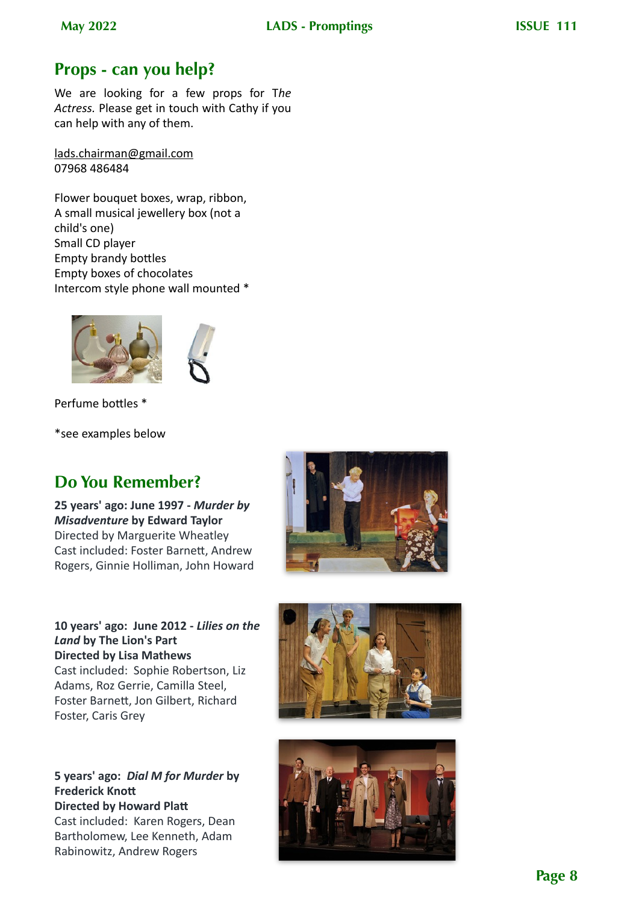## Props - can you help?

We are looking for a few props for *The Actress.* Please get in touch with Cathy if you can help with any of them.

lads.chairman@gmail.com
07968 486484

Flower bouquet boxes, wrap, ribbon,
A small musical jewellery box (not a child's one)
Small CD player
Empty brandy bottles
Empty boxes of chocolates
Intercom style phone wall mounted *

Perfume bottles *

*see examples below

## Do You Remember?

**25 years' ago: June 1997 - *Murder by Misadventure* by Edward Taylor**
Directed by Marguerite Wheatley
Cast included: Foster Barnett, Andrew Rogers, Ginnie Holliman, John Howard

**10 years' ago: June 2012 - *Lilies on the Land* by The Lion's Part**
**Directed by Lisa Mathews**
Cast included: Sophie Robertson, Liz Adams, Roz Gerrie, Camilla Steel, Foster Barnett, Jon Gilbert, Richard Foster, Caris Grey

**5 years' ago: *Dial M for Murder* by Frederick Knott**
**Directed by Howard Platt**
Cast included: Karen Rogers, Dean Bartholomew, Lee Kenneth, Adam Rabinowitz, Andrew Rogers